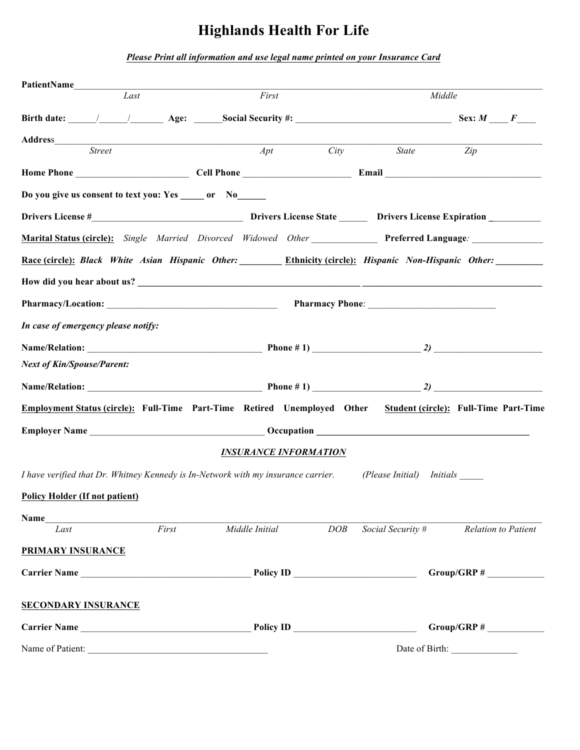# Highlands Health For Life

***Please Print all information and use legal name printed on your Insurance Card***

**PatientName**_______________________________________________________________________________
*Last* *First* *Middle*

**Birth date:** _____/_____/______ **Age:** ______**Social Security #:** ______________________________ **Sex:** ***M*** ____ ***F*** ____

**Address**_____________________________________________________________________________________
*Street* *Apt* *City* *State* *Zip*

**Home Phone** ______________________ **Cell Phone** _____________________ **Email** _______________________________

**Do you give us consent to text you: Yes** _____ **or No**______

**Drivers License #**______________________________ **Drivers License State** ______ **Drivers License Expiration** __________

**Marital Status (circle):** *Single Married Divorced Widowed Other* _____________ **Preferred Language***:* ______________

**Race (circle):** ***Black White Asian Hispanic Other:*** ________ **Ethnicity (circle):** ***Hispanic Non-Hispanic Other:*** _________

**How did you hear about us?** ______________________________________________ ____________________________________

**Pharmacy/Location:** __________________________________ **Pharmacy Phone**: _________________________

***In case of emergency please notify:***

**Name/Relation:** ____________________________________ **Phone # 1)** _____________________ ***2)*** ______________________

***Next of Kin/Spouse/Parent:***

**Name/Relation:** ____________________________________ **Phone # 1)** _____________________ ***2)*** ______________________

**Employment Status (circle): Full-Time Part-Time Retired Unemployed Other** **Student (circle): Full-Time Part-Time**

**Employer Name** ____________________________________ **Occupation** ____________________________________________

## *INSURANCE INFORMATION*

*I have verified that Dr. Whitney Kennedy is In-Network with my insurance carrier.* *(Please Initial) Initials* _____

**Policy Holder (If not patient)**

**Name**________________________________________________________________________________________
*Last* *First* *Middle Initial* *DOB* *Social Security #* *Relation to Patient*

**PRIMARY INSURANCE**

**Carrier Name** ___________________________________ **Policy ID** ________________________ **Group/GRP #** ___________

**SECONDARY INSURANCE**

**Carrier Name** ___________________________________ **Policy ID** ________________________ **Group/GRP #** ___________

Name of Patient: ______________________________________ Date of Birth: ______________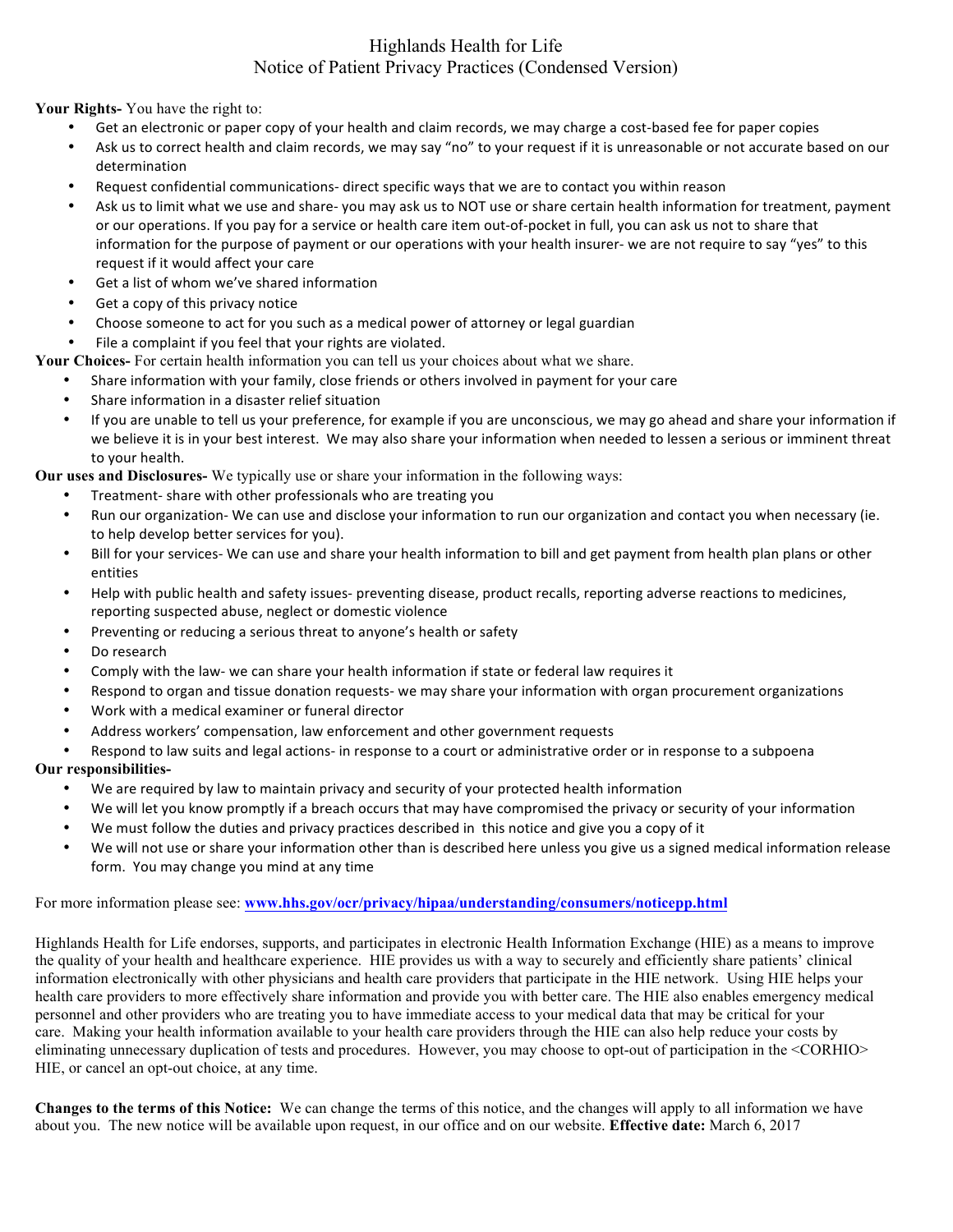# Highlands Health for Life
## Notice of Patient Privacy Practices (Condensed Version)

**Your Rights-** You have the right to:

- Get an electronic or paper copy of your health and claim records, we may charge a cost-based fee for paper copies
- Ask us to correct health and claim records, we may say "no" to your request if it is unreasonable or not accurate based on our determination
- Request confidential communications- direct specific ways that we are to contact you within reason
- Ask us to limit what we use and share- you may ask us to NOT use or share certain health information for treatment, payment or our operations. If you pay for a service or health care item out-of-pocket in full, you can ask us not to share that information for the purpose of payment or our operations with your health insurer- we are not require to say "yes" to this request if it would affect your care
- Get a list of whom we've shared information
- Get a copy of this privacy notice
- Choose someone to act for you such as a medical power of attorney or legal guardian
- File a complaint if you feel that your rights are violated.

**Your Choices-** For certain health information you can tell us your choices about what we share.

- Share information with your family, close friends or others involved in payment for your care
- Share information in a disaster relief situation
- If you are unable to tell us your preference, for example if you are unconscious, we may go ahead and share your information if we believe it is in your best interest. We may also share your information when needed to lessen a serious or imminent threat to your health.

**Our uses and Disclosures-** We typically use or share your information in the following ways:

- Treatment- share with other professionals who are treating you
- Run our organization- We can use and disclose your information to run our organization and contact you when necessary (ie. to help develop better services for you).
- Bill for your services- We can use and share your health information to bill and get payment from health plan plans or other entities
- Help with public health and safety issues- preventing disease, product recalls, reporting adverse reactions to medicines, reporting suspected abuse, neglect or domestic violence
- Preventing or reducing a serious threat to anyone's health or safety
- Do research
- Comply with the law- we can share your health information if state or federal law requires it
- Respond to organ and tissue donation requests- we may share your information with organ procurement organizations
- Work with a medical examiner or funeral director
- Address workers' compensation, law enforcement and other government requests
- Respond to law suits and legal actions- in response to a court or administrative order or in response to a subpoena

**Our responsibilities-**

- We are required by law to maintain privacy and security of your protected health information
- We will let you know promptly if a breach occurs that may have compromised the privacy or security of your information
- We must follow the duties and privacy practices described in this notice and give you a copy of it
- We will not use or share your information other than is described here unless you give us a signed medical information release form. You may change you mind at any time

For more information please see: **www.hhs.gov/ocr/privacy/hipaa/understanding/consumers/noticepp.html**

Highlands Health for Life endorses, supports, and participates in electronic Health Information Exchange (HIE) as a means to improve the quality of your health and healthcare experience. HIE provides us with a way to securely and efficiently share patients' clinical information electronically with other physicians and health care providers that participate in the HIE network. Using HIE helps your health care providers to more effectively share information and provide you with better care. The HIE also enables emergency medical personnel and other providers who are treating you to have immediate access to your medical data that may be critical for your care. Making your health information available to your health care providers through the HIE can also help reduce your costs by eliminating unnecessary duplication of tests and procedures. However, you may choose to opt-out of participation in the <CORHIO> HIE, or cancel an opt-out choice, at any time.

**Changes to the terms of this Notice:** We can change the terms of this notice, and the changes will apply to all information we have about you. The new notice will be available upon request, in our office and on our website. **Effective date:** March 6, 2017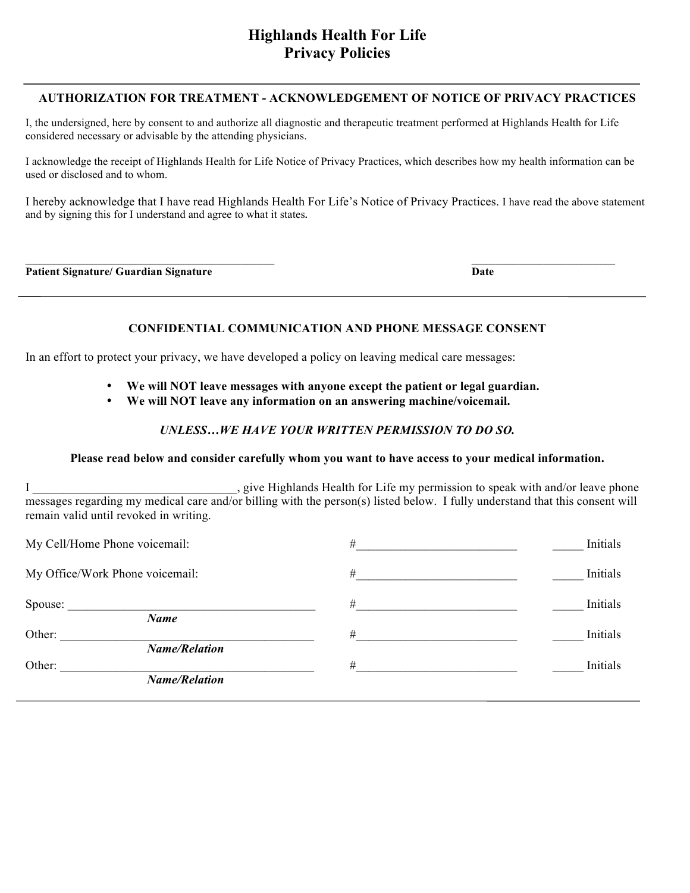# Highlands Health For Life
# Privacy Policies

---

### AUTHORIZATION FOR TREATMENT - ACKNOWLEDGEMENT OF NOTICE OF PRIVACY PRACTICES

I, the undersigned, here by consent to and authorize all diagnostic and therapeutic treatment performed at Highlands Health for Life considered necessary or advisable by the attending physicians.

I acknowledge the receipt of Highlands Health for Life Notice of Privacy Practices, which describes how my health information can be used or disclosed and to whom.

I hereby acknowledge that I have read Highlands Health For Life's Notice of Privacy Practices. I have read the above statement and by signing this for I understand and agree to what it states.

\_\_\_\_\_\_\_\_\_\_\_\_\_\_\_\_\_\_\_\_\_\_\_\_\_\_\_\_\_\_\_\_\_\_\_\_\_\_\_\_ &nbsp;&nbsp;&nbsp;&nbsp;&nbsp;&nbsp;&nbsp;&nbsp; \_\_\_\_\_\_\_\_\_\_\_\_\_\_\_\_\_\_\_\_\_\_\_\_\_

**Patient Signature/ Guardian Signature** &nbsp;&nbsp;&nbsp;&nbsp;&nbsp;&nbsp;&nbsp;&nbsp; **Date**

---

### CONFIDENTIAL COMMUNICATION AND PHONE MESSAGE CONSENT

In an effort to protect your privacy, we have developed a policy on leaving medical care messages:

- **We will NOT leave messages with anyone except the patient or legal guardian.**
- **We will NOT leave any information on an answering machine/voicemail.**

***UNLESS…WE HAVE YOUR WRITTEN PERMISSION TO DO SO.***

**Please read below and consider carefully whom you want to have access to your medical information.**

I \_\_\_\_\_\_\_\_\_\_\_\_\_\_\_\_\_\_\_\_\_\_\_\_\_\_\_\_\_\_\_\_\_, give Highlands Health for Life my permission to speak with and/or leave phone messages regarding my medical care and/or billing with the person(s) listed below. I fully understand that this consent will remain valid until revoked in writing.

My Cell/Home Phone voicemail: #\_\_\_\_\_\_\_\_\_\_\_\_\_\_\_\_\_\_\_\_\_\_\_\_\_\_ \_\_\_\_\_ Initials

My Office/Work Phone voicemail: #\_\_\_\_\_\_\_\_\_\_\_\_\_\_\_\_\_\_\_\_\_\_\_\_\_\_ \_\_\_\_\_ Initials

Spouse: \_\_\_\_\_\_\_\_\_\_\_\_\_\_\_\_\_\_\_\_\_\_\_\_\_\_\_\_\_\_\_\_\_\_\_\_\_\_\_\_ #\_\_\_\_\_\_\_\_\_\_\_\_\_\_\_\_\_\_\_\_\_\_\_\_\_\_ \_\_\_\_\_ Initials
***Name***

Other: \_\_\_\_\_\_\_\_\_\_\_\_\_\_\_\_\_\_\_\_\_\_\_\_\_\_\_\_\_\_\_\_\_\_\_\_\_\_\_\_ #\_\_\_\_\_\_\_\_\_\_\_\_\_\_\_\_\_\_\_\_\_\_\_\_\_\_ \_\_\_\_\_ Initials
***Name/Relation***

Other: \_\_\_\_\_\_\_\_\_\_\_\_\_\_\_\_\_\_\_\_\_\_\_\_\_\_\_\_\_\_\_\_\_\_\_\_\_\_\_\_ #\_\_\_\_\_\_\_\_\_\_\_\_\_\_\_\_\_\_\_\_\_\_\_\_\_\_ \_\_\_\_\_ Initials
***Name/Relation***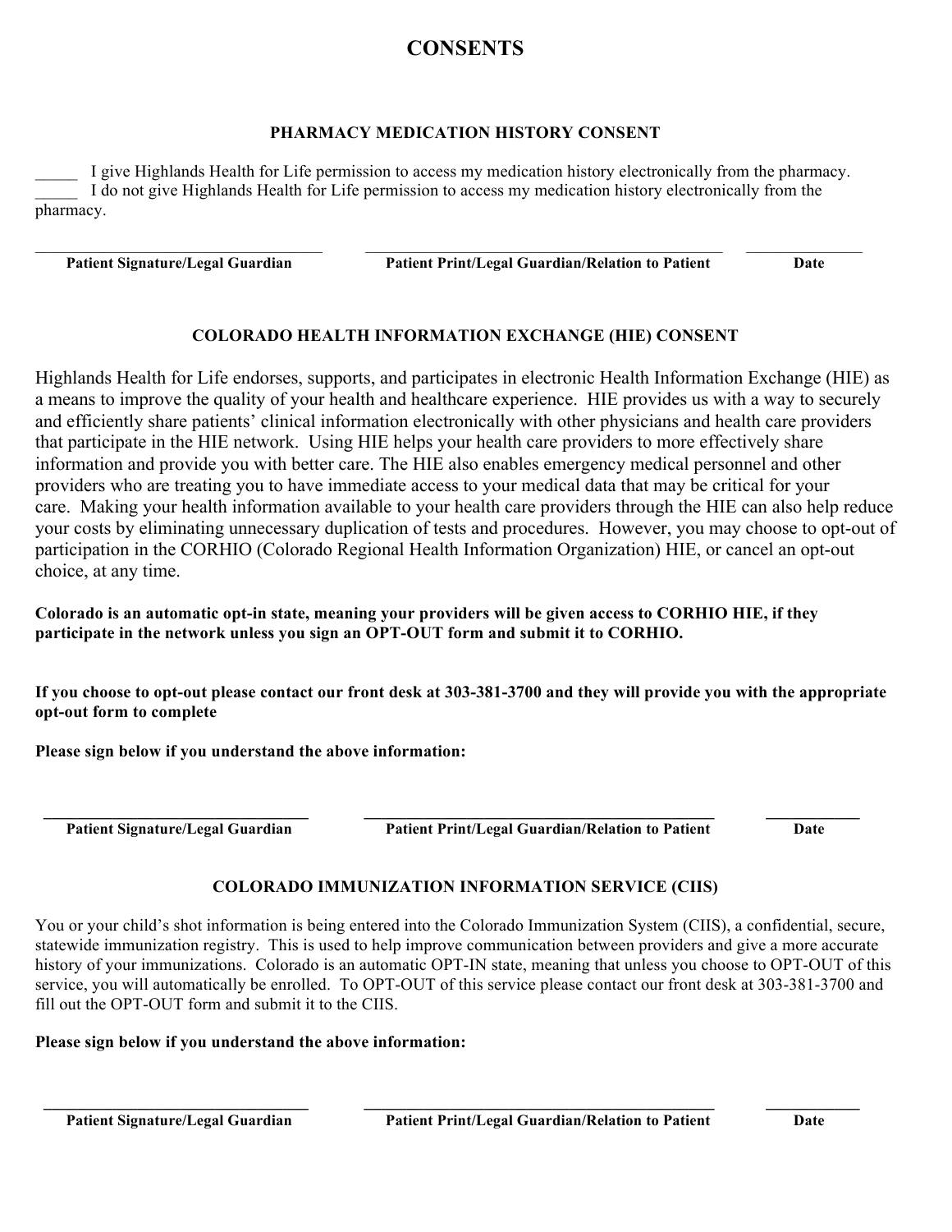# CONSENTS

## PHARMACY MEDICATION HISTORY CONSENT

_____ I give Highlands Health for Life permission to access my medication history electronically from the pharmacy.
_____ I do not give Highlands Health for Life permission to access my medication history electronically from the pharmacy.

| _______________________________ | _______________________________ | _______________ |
|---|---|---|
| **Patient Signature/Legal Guardian** | **Patient Print/Legal Guardian/Relation to Patient** | **Date** |

## COLORADO HEALTH INFORMATION EXCHANGE (HIE) CONSENT

Highlands Health for Life endorses, supports, and participates in electronic Health Information Exchange (HIE) as a means to improve the quality of your health and healthcare experience. HIE provides us with a way to securely and efficiently share patients' clinical information electronically with other physicians and health care providers that participate in the HIE network. Using HIE helps your health care providers to more effectively share information and provide you with better care. The HIE also enables emergency medical personnel and other providers who are treating you to have immediate access to your medical data that may be critical for your care. Making your health information available to your health care providers through the HIE can also help reduce your costs by eliminating unnecessary duplication of tests and procedures. However, you may choose to opt-out of participation in the CORHIO (Colorado Regional Health Information Organization) HIE, or cancel an opt-out choice, at any time.

**Colorado is an automatic opt-in state, meaning your providers will be given access to CORHIO HIE, if they participate in the network unless you sign an OPT-OUT form and submit it to CORHIO.**

**If you choose to opt-out please contact our front desk at 303-381-3700 and they will provide you with the appropriate opt-out form to complete**

**Please sign below if you understand the above information:**

| _______________________________ | _______________________________ | _______________ |
|---|---|---|
| **Patient Signature/Legal Guardian** | **Patient Print/Legal Guardian/Relation to Patient** | **Date** |

## COLORADO IMMUNIZATION INFORMATION SERVICE (CIIS)

You or your child's shot information is being entered into the Colorado Immunization System (CIIS), a confidential, secure, statewide immunization registry. This is used to help improve communication between providers and give a more accurate history of your immunizations. Colorado is an automatic OPT-IN state, meaning that unless you choose to OPT-OUT of this service, you will automatically be enrolled. To OPT-OUT of this service please contact our front desk at 303-381-3700 and fill out the OPT-OUT form and submit it to the CIIS.

**Please sign below if you understand the above information:**

| _______________________________ | _______________________________ | _______________ |
|---|---|---|
| **Patient Signature/Legal Guardian** | **Patient Print/Legal Guardian/Relation to Patient** | **Date** |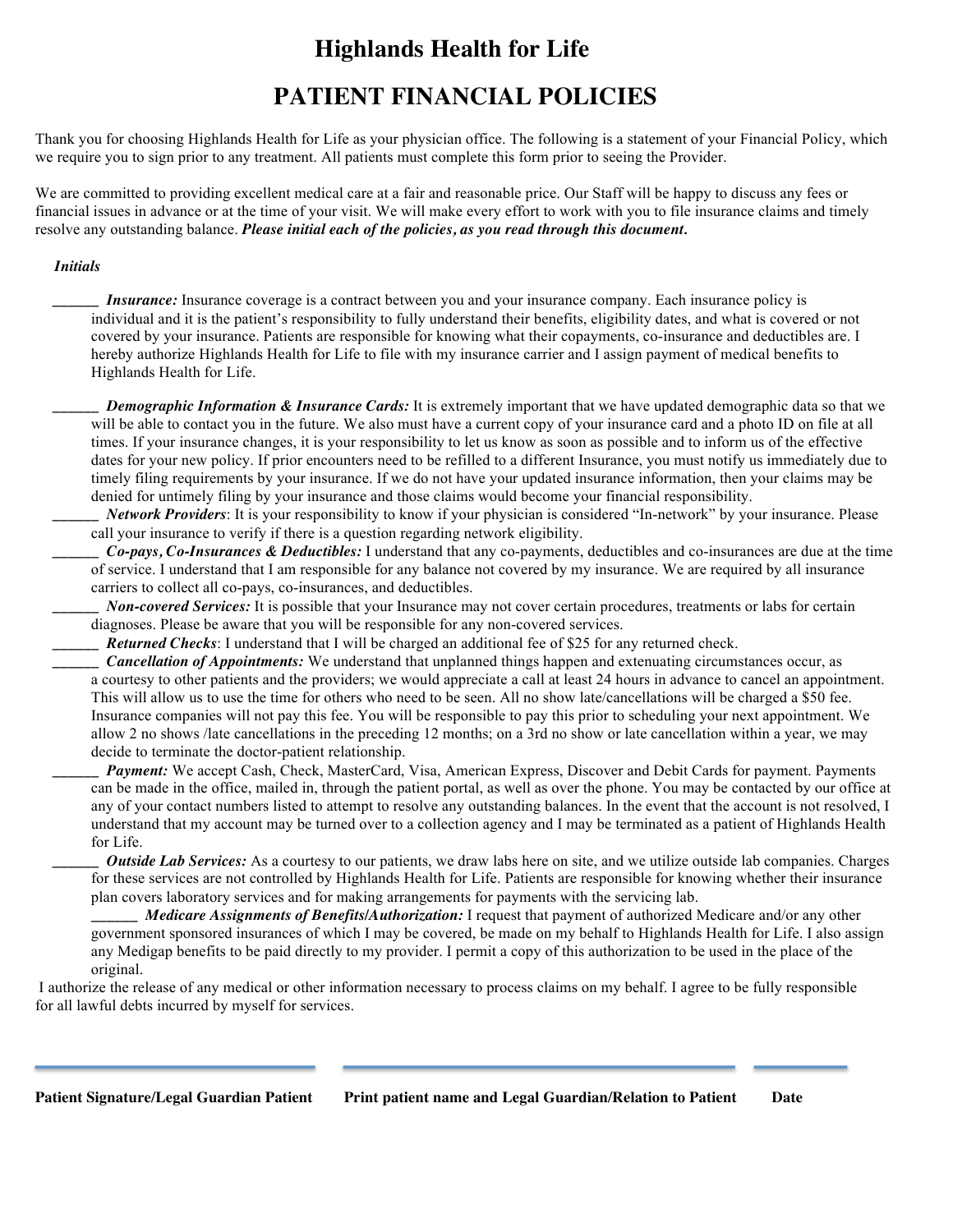# Highlands Health for Life

## PATIENT FINANCIAL POLICIES

Thank you for choosing Highlands Health for Life as your physician office. The following is a statement of your Financial Policy, which we require you to sign prior to any treatment. All patients must complete this form prior to seeing the Provider.

We are committed to providing excellent medical care at a fair and reasonable price. Our Staff will be happy to discuss any fees or financial issues in advance or at the time of your visit. We will make every effort to work with you to file insurance claims and timely resolve any outstanding balance. ***Please initial each of the policies, as you read through this document.***

*Initials*

______ ***Insurance:*** Insurance coverage is a contract between you and your insurance company. Each insurance policy is individual and it is the patient's responsibility to fully understand their benefits, eligibility dates, and what is covered or not covered by your insurance. Patients are responsible for knowing what their copayments, co-insurance and deductibles are. I hereby authorize Highlands Health for Life to file with my insurance carrier and I assign payment of medical benefits to Highlands Health for Life.

______ ***Demographic Information & Insurance Cards:*** It is extremely important that we have updated demographic data so that we will be able to contact you in the future. We also must have a current copy of your insurance card and a photo ID on file at all times. If your insurance changes, it is your responsibility to let us know as soon as possible and to inform us of the effective dates for your new policy. If prior encounters need to be refilled to a different Insurance, you must notify us immediately due to timely filing requirements by your insurance. If we do not have your updated insurance information, then your claims may be denied for untimely filing by your insurance and those claims would become your financial responsibility.

______ ***Network Providers***: It is your responsibility to know if your physician is considered "In-network" by your insurance. Please call your insurance to verify if there is a question regarding network eligibility.

______ ***Co-pays, Co-Insurances & Deductibles:*** I understand that any co-payments, deductibles and co-insurances are due at the time of service. I understand that I am responsible for any balance not covered by my insurance. We are required by all insurance carriers to collect all co-pays, co-insurances, and deductibles.

______ ***Non-covered Services:*** It is possible that your Insurance may not cover certain procedures, treatments or labs for certain diagnoses. Please be aware that you will be responsible for any non-covered services.

______ ***Returned Checks***: I understand that I will be charged an additional fee of $25 for any returned check.

______ ***Cancellation of Appointments:*** We understand that unplanned things happen and extenuating circumstances occur, as a courtesy to other patients and the providers; we would appreciate a call at least 24 hours in advance to cancel an appointment. This will allow us to use the time for others who need to be seen. All no show late/cancellations will be charged a $50 fee. Insurance companies will not pay this fee. You will be responsible to pay this prior to scheduling your next appointment. We allow 2 no shows /late cancellations in the preceding 12 months; on a 3rd no show or late cancellation within a year, we may decide to terminate the doctor-patient relationship.

______ ***Payment:*** We accept Cash, Check, MasterCard, Visa, American Express, Discover and Debit Cards for payment. Payments can be made in the office, mailed in, through the patient portal, as well as over the phone. You may be contacted by our office at any of your contact numbers listed to attempt to resolve any outstanding balances. In the event that the account is not resolved, I understand that my account may be turned over to a collection agency and I may be terminated as a patient of Highlands Health for Life.

______ ***Outside Lab Services:*** As a courtesy to our patients, we draw labs here on site, and we utilize outside lab companies. Charges for these services are not controlled by Highlands Health for Life. Patients are responsible for knowing whether their insurance plan covers laboratory services and for making arrangements for payments with the servicing lab.

______ ***Medicare Assignments of Benefits/Authorization:*** I request that payment of authorized Medicare and/or any other government sponsored insurances of which I may be covered, be made on my behalf to Highlands Health for Life. I also assign any Medigap benefits to be paid directly to my provider. I permit a copy of this authorization to be used in the place of the original.

I authorize the release of any medical or other information necessary to process claims on my behalf. I agree to be fully responsible for all lawful debts incurred by myself for services.

**Patient Signature/Legal Guardian Patient** ______________________

**Print patient name and Legal Guardian/Relation to Patient** ______________________

**Date** __________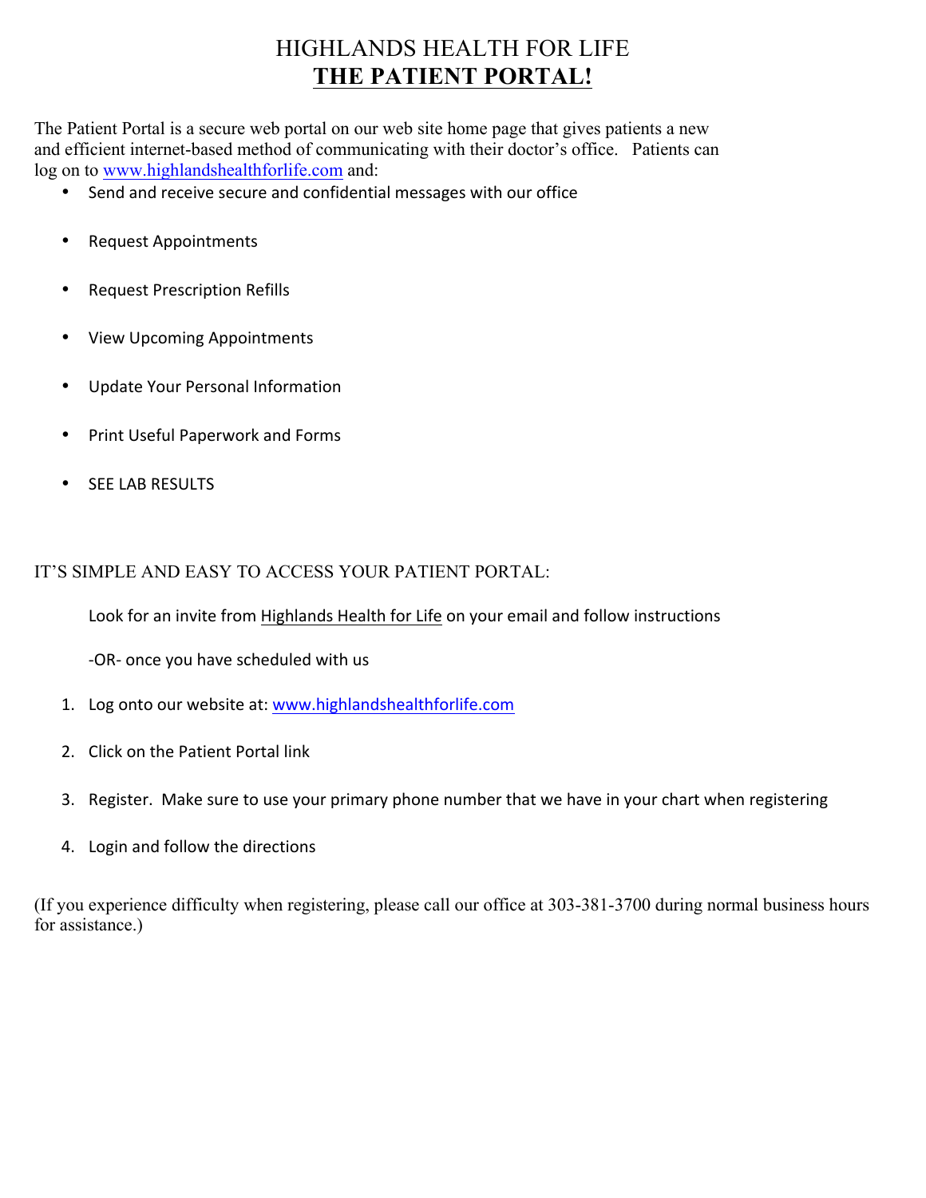# HIGHLANDS HEALTH FOR LIFE

## THE PATIENT PORTAL!

The Patient Portal is a secure web portal on our web site home page that gives patients a new and efficient internet-based method of communicating with their doctor's office. Patients can log on to www.highlandshealthforlife.com and:

- Send and receive secure and confidential messages with our office
- Request Appointments
- Request Prescription Refills
- View Upcoming Appointments
- Update Your Personal Information
- Print Useful Paperwork and Forms
- SEE LAB RESULTS

IT'S SIMPLE AND EASY TO ACCESS YOUR PATIENT PORTAL:

Look for an invite from Highlands Health for Life on your email and follow instructions

-OR- once you have scheduled with us

1. Log onto our website at: www.highlandshealthforlife.com
2. Click on the Patient Portal link
3. Register. Make sure to use your primary phone number that we have in your chart when registering
4. Login and follow the directions

(If you experience difficulty when registering, please call our office at 303-381-3700 during normal business hours for assistance.)